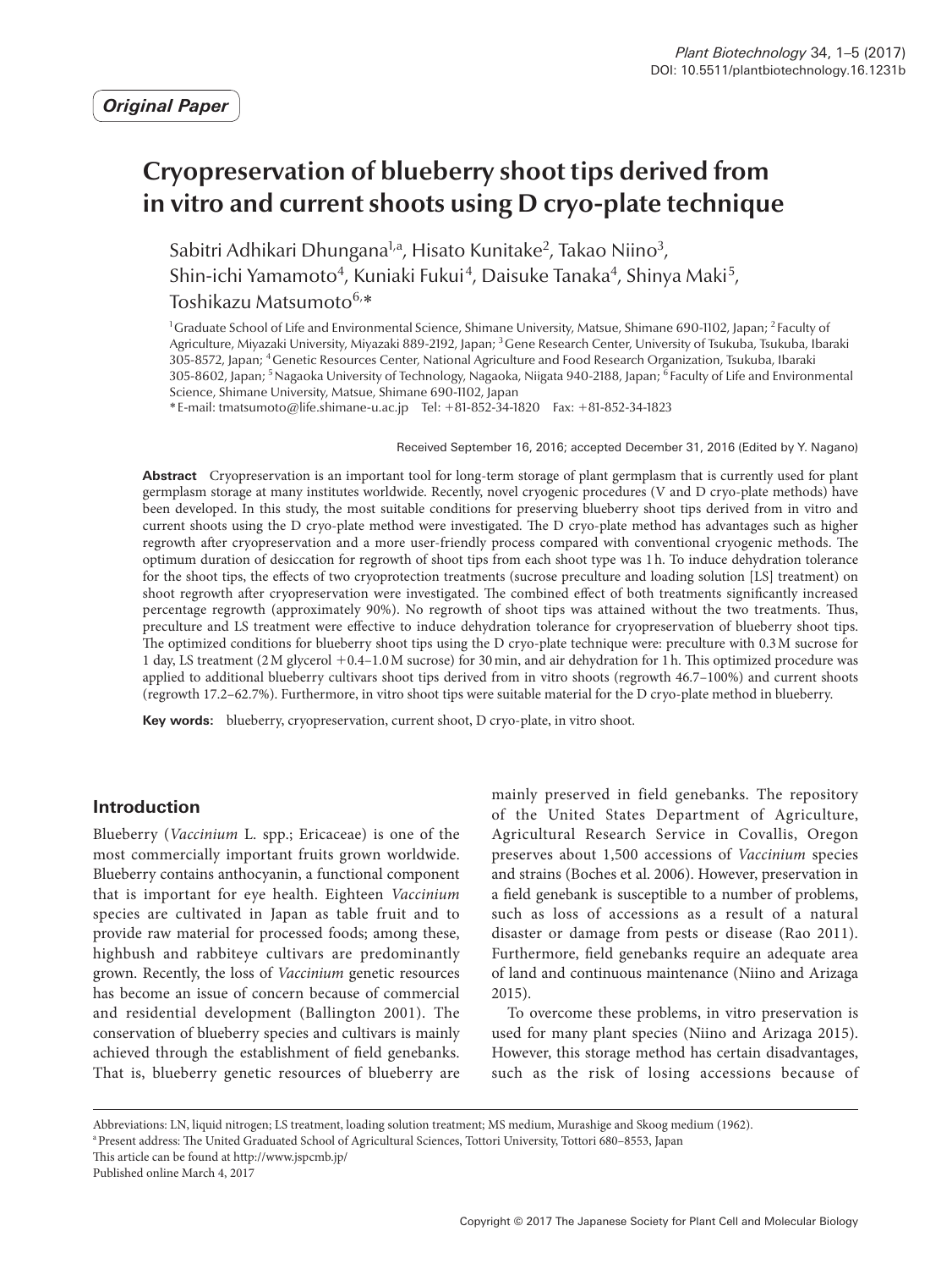*Original Paper*

# Cryopreservation of blueberry shoot tips derived from in vitro and current shoots using D cryo-plate technique

Sabitri Adhikari Dhungana[1,a], Hisato Kunitake[2], Takao Niino[3], Shin-ichi Yamamoto[4], Kuniaki Fukui[4], Daisuke Tanaka[4], Shinya Maki[5], Toshikazu Matsumoto[6,*]

[1] Graduate School of Life and Environmental Science, Shimane University, Matsue, Shimane 690-1102, Japan; [2] Faculty of Agriculture, Miyazaki University, Miyazaki 889-2192, Japan; [3] Gene Research Center, University of Tsukuba, Tsukuba, Ibaraki 305-8572, Japan; [4] Genetic Resources Center, National Agriculture and Food Research Organization, Tsukuba, Ibaraki 305-8602, Japan; [5] Nagaoka University of Technology, Nagaoka, Niigata 940-2188, Japan; [6] Faculty of Life and Environmental Science, Shimane University, Matsue, Shimane 690-1102, Japan

* E-mail: tmatsumoto@life.shimane-u.ac.jp Tel: +81-852-34-1820 Fax: +81-852-34-1823

Received September 16, 2016; accepted December 31, 2016 (Edited by Y. Nagano)

**Abstract** Cryopreservation is an important tool for long-term storage of plant germplasm that is currently used for plant germplasm storage at many institutes worldwide. Recently, novel cryogenic procedures (V and D cryo-plate methods) have been developed. In this study, the most suitable conditions for preserving blueberry shoot tips derived from in vitro and current shoots using the D cryo-plate method were investigated. The D cryo-plate method has advantages such as higher regrowth after cryopreservation and a more user-friendly process compared with conventional cryogenic methods. The optimum duration of desiccation for regrowth of shoot tips from each shoot type was 1 h. To induce dehydration tolerance for the shoot tips, the effects of two cryoprotection treatments (sucrose preculture and loading solution [LS] treatment) on shoot regrowth after cryopreservation were investigated. The combined effect of both treatments significantly increased percentage regrowth (approximately 90%). No regrowth of shoot tips was attained without the two treatments. Thus, preculture and LS treatment were effective to induce dehydration tolerance for cryopreservation of blueberry shoot tips. The optimized conditions for blueberry shoot tips using the D cryo-plate technique were: preculture with 0.3 M sucrose for 1 day, LS treatment (2 M glycerol +0.4–1.0 M sucrose) for 30 min, and air dehydration for 1 h. This optimized procedure was applied to additional blueberry cultivars shoot tips derived from in vitro shoots (regrowth 46.7–100%) and current shoots (regrowth 17.2–62.7%). Furthermore, in vitro shoot tips were suitable material for the D cryo-plate method in blueberry.

**Key words:** blueberry, cryopreservation, current shoot, D cryo-plate, in vitro shoot.

## Introduction

Blueberry (*Vaccinium* L. spp.; Ericaceae) is one of the most commercially important fruits grown worldwide. Blueberry contains anthocyanin, a functional component that is important for eye health. Eighteen *Vaccinium* species are cultivated in Japan as table fruit and to provide raw material for processed foods; among these, highbush and rabbiteye cultivars are predominantly grown. Recently, the loss of *Vaccinium* genetic resources has become an issue of concern because of commercial and residential development (Ballington 2001). The conservation of blueberry species and cultivars is mainly achieved through the establishment of field genebanks. That is, blueberry genetic resources of blueberry are mainly preserved in field genebanks. The repository of the United States Department of Agriculture, Agricultural Research Service in Covallis, Oregon preserves about 1,500 accessions of *Vaccinium* species and strains (Boches et al. 2006). However, preservation in a field genebank is susceptible to a number of problems, such as loss of accessions as a result of a natural disaster or damage from pests or disease (Rao 2011). Furthermore, field genebanks require an adequate area of land and continuous maintenance (Niino and Arizaga 2015).

To overcome these problems, in vitro preservation is used for many plant species (Niino and Arizaga 2015). However, this storage method has certain disadvantages, such as the risk of losing accessions because of

Abbreviations: LN, liquid nitrogen; LS treatment, loading solution treatment; MS medium, Murashige and Skoog medium (1962).

[a] Present address: The United Graduated School of Agricultural Sciences, Tottori University, Tottori 680–8553, Japan

This article can be found at http://www.jspcmb.jp/

Published online March 4, 2017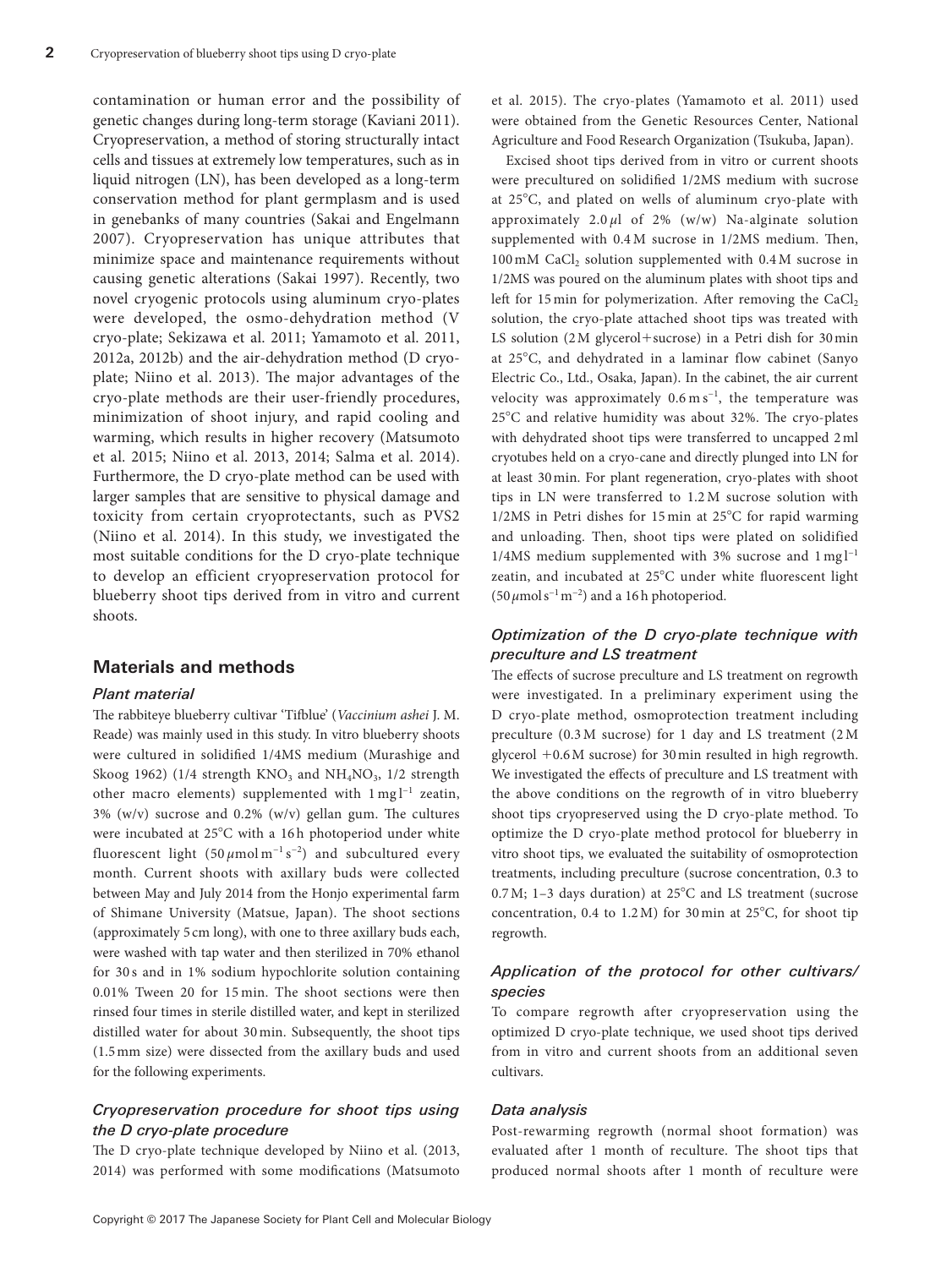contamination or human error and the possibility of genetic changes during long-term storage (Kaviani 2011). Cryopreservation, a method of storing structurally intact cells and tissues at extremely low temperatures, such as in liquid nitrogen (LN), has been developed as a long-term conservation method for plant germplasm and is used in genebanks of many countries (Sakai and Engelmann 2007). Cryopreservation has unique attributes that minimize space and maintenance requirements without causing genetic alterations (Sakai 1997). Recently, two novel cryogenic protocols using aluminum cryo-plates were developed, the osmo-dehydration method (V cryo-plate; Sekizawa et al. 2011; Yamamoto et al. 2011, 2012a, 2012b) and the air-dehydration method (D cryo-plate; Niino et al. 2013). The major advantages of the cryo-plate methods are their user-friendly procedures, minimization of shoot injury, and rapid cooling and warming, which results in higher recovery (Matsumoto et al. 2015; Niino et al. 2013, 2014; Salma et al. 2014). Furthermore, the D cryo-plate method can be used with larger samples that are sensitive to physical damage and toxicity from certain cryoprotectants, such as PVS2 (Niino et al. 2014). In this study, we investigated the most suitable conditions for the D cryo-plate technique to develop an efficient cryopreservation protocol for blueberry shoot tips derived from in vitro and current shoots.

## Materials and methods

### Plant material

The rabbiteye blueberry cultivar 'Tifblue' (*Vaccinium ashei* J. M. Reade) was mainly used in this study. In vitro blueberry shoots were cultured in solidified 1/4MS medium (Murashige and Skoog 1962) (1/4 strength $KNO_3$ and $NH_4NO_3$, 1/2 strength other macro elements) supplemented with $1\ mg\ l^{-1}$ zeatin, 3% (w/v) sucrose and 0.2% (w/v) gellan gum. The cultures were incubated at 25°C with a 16 h photoperiod under white fluorescent light ($50\ \mu mol\ m^{-1}\ s^{-2}$) and subcultured every month. Current shoots with axillary buds were collected between May and July 2014 from the Honjo experimental farm of Shimane University (Matsue, Japan). The shoot sections (approximately 5 cm long), with one to three axillary buds each, were washed with tap water and then sterilized in 70% ethanol for 30 s and in 1% sodium hypochlorite solution containing 0.01% Tween 20 for 15 min. The shoot sections were then rinsed four times in sterile distilled water, and kept in sterilized distilled water for about 30 min. Subsequently, the shoot tips (1.5 mm size) were dissected from the axillary buds and used for the following experiments.

### Cryopreservation procedure for shoot tips using the D cryo-plate procedure

The D cryo-plate technique developed by Niino et al. (2013, 2014) was performed with some modifications (Matsumoto et al. 2015). The cryo-plates (Yamamoto et al. 2011) used were obtained from the Genetic Resources Center, National Agriculture and Food Research Organization (Tsukuba, Japan).

Excised shoot tips derived from in vitro or current shoots were precultured on solidified 1/2MS medium with sucrose at 25°C, and plated on wells of aluminum cryo-plate with approximately 2.0 $\mu$l of 2% (w/w) Na-alginate solution supplemented with 0.4 M sucrose in 1/2MS medium. Then, 100 mM $CaCl_2$ solution supplemented with 0.4 M sucrose in 1/2MS was poured on the aluminum plates with shoot tips and left for 15 min for polymerization. After removing the $CaCl_2$ solution, the cryo-plate attached shoot tips was treated with LS solution (2 M glycerol+sucrose) in a Petri dish for 30 min at 25°C, and dehydrated in a laminar flow cabinet (Sanyo Electric Co., Ltd., Osaka, Japan). In the cabinet, the air current velocity was approximately $0.6\ m\ s^{-1}$, the temperature was 25°C and relative humidity was about 32%. The cryo-plates with dehydrated shoot tips were transferred to uncapped 2 ml cryotubes held on a cryo-cane and directly plunged into LN for at least 30 min. For plant regeneration, cryo-plates with shoot tips in LN were transferred to 1.2 M sucrose solution with 1/2MS in Petri dishes for 15 min at 25°C for rapid warming and unloading. Then, shoot tips were plated on solidified 1/4MS medium supplemented with 3% sucrose and $1\ mg\ l^{-1}$ zeatin, and incubated at 25°C under white fluorescent light ($50\ \mu mol\ s^{-1}\ m^{-2}$) and a 16 h photoperiod.

### Optimization of the D cryo-plate technique with preculture and LS treatment

The effects of sucrose preculture and LS treatment on regrowth were investigated. In a preliminary experiment using the D cryo-plate method, osmoprotection treatment including preculture (0.3 M sucrose) for 1 day and LS treatment (2 M glycerol +0.6 M sucrose) for 30 min resulted in high regrowth. We investigated the effects of preculture and LS treatment with the above conditions on the regrowth of in vitro blueberry shoot tips cryopreserved using the D cryo-plate method. To optimize the D cryo-plate method protocol for blueberry in vitro shoot tips, we evaluated the suitability of osmoprotection treatments, including preculture (sucrose concentration, 0.3 to 0.7 M; 1–3 days duration) at 25°C and LS treatment (sucrose concentration, 0.4 to 1.2 M) for 30 min at 25°C, for shoot tip regrowth.

### Application of the protocol for other cultivars/species

To compare regrowth after cryopreservation using the optimized D cryo-plate technique, we used shoot tips derived from in vitro and current shoots from an additional seven cultivars.

### Data analysis

Post-rewarming regrowth (normal shoot formation) was evaluated after 1 month of reculture. The shoot tips that produced normal shoots after 1 month of reculture were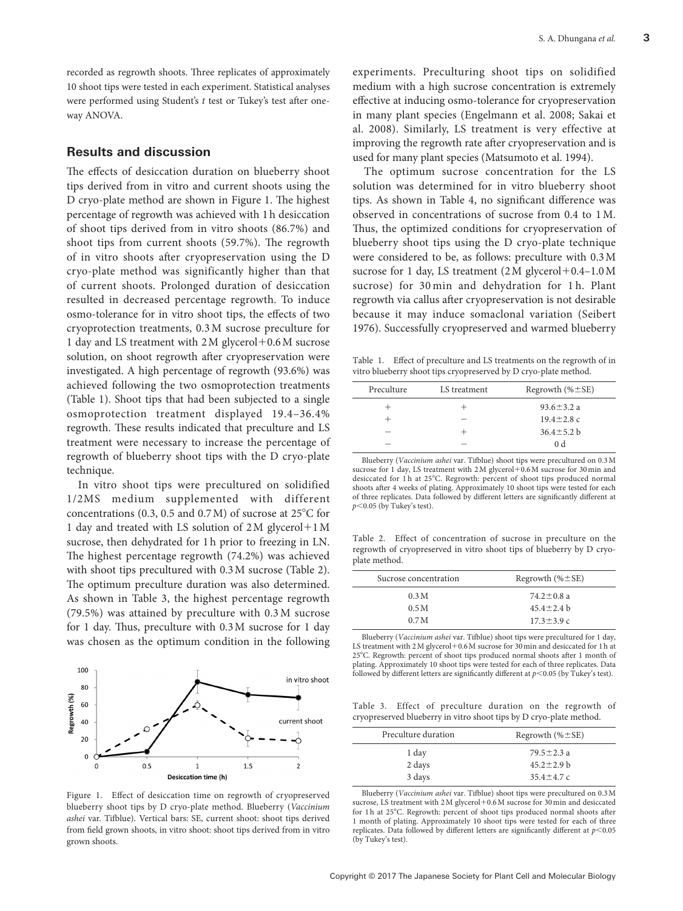recorded as regrowth shoots. Three replicates of approximately 10 shoot tips were tested in each experiment. Statistical analyses were performed using Student's *t* test or Tukey's test after one-way ANOVA.

## Results and discussion

The effects of desiccation duration on blueberry shoot tips derived from in vitro and current shoots using the D cryo-plate method are shown in Figure 1. The highest percentage of regrowth was achieved with 1 h desiccation of shoot tips derived from in vitro shoots (86.7%) and shoot tips from current shoots (59.7%). The regrowth of in vitro shoots after cryopreservation using the D cryo-plate method was significantly higher than that of current shoots. Prolonged duration of desiccation resulted in decreased percentage regrowth. To induce osmo-tolerance for in vitro shoot tips, the effects of two cryoprotection treatments, 0.3 M sucrose preculture for 1 day and LS treatment with 2 M glycerol+0.6 M sucrose solution, on shoot regrowth after cryopreservation were investigated. A high percentage of regrowth (93.6%) was achieved following the two osmoprotection treatments (Table 1). Shoot tips that had been subjected to a single osmoprotection treatment displayed 19.4–36.4% regrowth. These results indicated that preculture and LS treatment were necessary to increase the percentage of regrowth of blueberry shoot tips with the D cryo-plate technique.

In vitro shoot tips were precultured on solidified 1/2MS medium supplemented with different concentrations (0.3, 0.5 and 0.7 M) of sucrose at 25°C for 1 day and treated with LS solution of 2 M glycerol+1 M sucrose, then dehydrated for 1 h prior to freezing in LN. The highest percentage regrowth (74.2%) was achieved with shoot tips precultured with 0.3 M sucrose (Table 2). The optimum preculture duration was also determined. As shown in Table 3, the highest percentage regrowth (79.5%) was attained by preculture with 0.3 M sucrose for 1 day. Thus, preculture with 0.3 M sucrose for 1 day was chosen as the optimum condition in the following experiments. Preculturing shoot tips on solidified medium with a high sucrose concentration is extremely effective at inducing osmo-tolerance for cryopreservation in many plant species (Engelmann et al. 2008; Sakai et al. 2008). Similarly, LS treatment is very effective at improving the regrowth rate after cryopreservation and is used for many plant species (Matsumoto et al. 1994).

The optimum sucrose concentration for the LS solution was determined for in vitro blueberry shoot tips. As shown in Table 4, no significant difference was observed in concentrations of sucrose from 0.4 to 1 M. Thus, the optimized conditions for cryopreservation of blueberry shoot tips using the D cryo-plate technique were considered to be, as follows: preculture with 0.3 M sucrose for 1 day, LS treatment (2 M glycerol+0.4–1.0 M sucrose) for 30 min and dehydration for 1 h. Plant regrowth via callus after cryopreservation is not desirable because it may induce somaclonal variation (Seibert 1976). Successfully cryopreserved and warmed blueberry

Figure 1. Effect of desiccation time on regrowth of cryopreserved blueberry shoot tips by D cryo-plate method. Blueberry (*Vaccinium ashei* var. Tifblue). Vertical bars: SE, current shoot: shoot tips derived from field grown shoots, in vitro shoot: shoot tips derived from in vitro grown shoots.

Table 1. Effect of preculture and LS treatments on the regrowth of in vitro blueberry shoot tips cryopreserved by D cryo-plate method.

| Preculture | LS treatment | Regrowth (%±SE) |
|---|---|---|
| + | + | 93.6±3.2 a |
| + | − | 19.4±2.8 c |
| − | + | 36.4±5.2 b |
| − | − | 0 d |

Blueberry (*Vaccinium ashei* var. Tifblue) shoot tips were precultured on 0.3 M sucrose for 1 day, LS treatment with 2 M glycerol+0.6 M sucrose for 30 min and desiccated for 1 h at 25°C. Regrowth: percent of shoot tips produced normal shoots after 4 weeks of plating. Approximately 10 shoot tips were tested for each of three replicates. Data followed by different letters are significantly different at $p<0.05$ (by Tukey's test).

Table 2. Effect of concentration of sucrose in preculture on the regrowth of cryopreserved in vitro shoot tips of blueberry by D cryo-plate method.

| Sucrose concentration | Regrowth (%±SE) |
|---|---|
| 0.3 M | 74.2±0.8 a |
| 0.5 M | 45.4±2.4 b |
| 0.7 M | 17.3±3.9 c |

Blueberry (*Vaccinium ashei* var. Tifblue) shoot tips were precultured for 1 day, LS treatment with 2 M glycerol+0.6 M sucrose for 30 min and desiccated for 1 h at 25°C. Regrowth: percent of shoot tips produced normal shoots after 1 month of plating. Approximately 10 shoot tips were tested for each of three replicates. Data followed by different letters are significantly different at $p<0.05$ (by Tukey's test).

Table 3. Effect of preculture duration on the regrowth of cryopreserved blueberry in vitro shoot tips by D cryo-plate method.

| Preculture duration | Regrowth (%±SE) |
|---|---|
| 1 day | 79.5±2.3 a |
| 2 days | 45.2±2.9 b |
| 3 days | 35.4±4.7 c |

Blueberry (*Vaccinium ashei* var. Tifblue) shoot tips were precultured on 0.3 M sucrose, LS treatment with 2 M glycerol+0.6 M sucrose for 30 min and desiccated for 1 h at 25°C. Regrowth: percent of shoot tips produced normal shoots after 1 month of plating. Approximately 10 shoot tips were tested for each of three replicates. Data followed by different letters are significantly different at $p<0.05$ (by Tukey's test).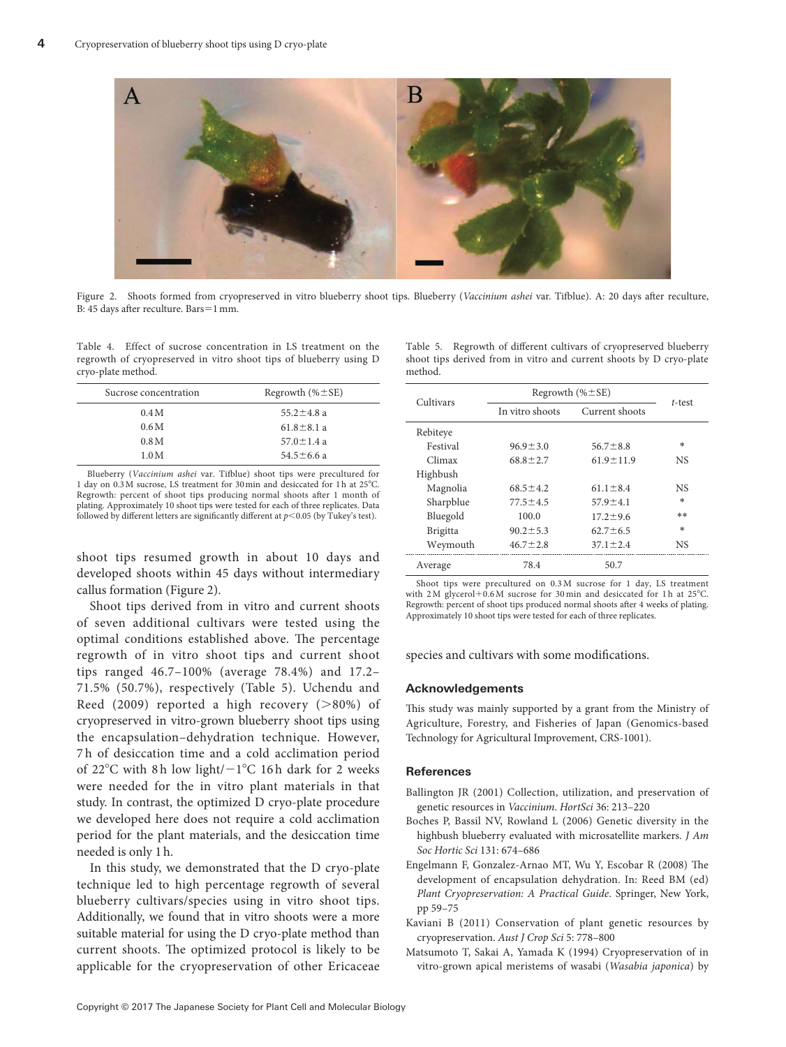Figure 2. Shoots formed from cryopreserved in vitro blueberry shoot tips. Blueberry (*Vaccinium ashei* var. Tifblue). A: 20 days after reculture, B: 45 days after reculture. Bars=1 mm.

Table 4. Effect of sucrose concentration in LS treatment on the regrowth of cryopreserved in vitro shoot tips of blueberry using D cryo-plate method.

| Sucrose concentration | Regrowth (%±SE) |
|---|---|
| 0.4 M | 55.2±4.8 a |
| 0.6 M | 61.8±8.1 a |
| 0.8 M | 57.0±1.4 a |
| 1.0 M | 54.5±6.6 a |

Blueberry (*Vaccinium ashei* var. Tifblue) shoot tips were precultured for 1 day on 0.3 M sucrose, LS treatment for 30 min and desiccated for 1 h at 25°C. Regrowth: percent of shoot tips producing normal shoots after 1 month of plating. Approximately 10 shoot tips were tested for each of three replicates. Data followed by different letters are significantly different at $p<0.05$ (by Tukey's test).

shoot tips resumed growth in about 10 days and developed shoots within 45 days without intermediary callus formation (Figure 2).

Shoot tips derived from in vitro and current shoots of seven additional cultivars were tested using the optimal conditions established above. The percentage regrowth of in vitro shoot tips and current shoot tips ranged 46.7–100% (average 78.4%) and 17.2–71.5% (50.7%), respectively (Table 5). Uchendu and Reed (2009) reported a high recovery (>80%) of cryopreserved in vitro-grown blueberry shoot tips using the encapsulation–dehydration technique. However, 7 h of desiccation time and a cold acclimation period of 22°C with 8 h low light/−1°C 16 h dark for 2 weeks were needed for the in vitro plant materials in that study. In contrast, the optimized D cryo-plate procedure we developed here does not require a cold acclimation period for the plant materials, and the desiccation time needed is only 1 h.

In this study, we demonstrated that the D cryo-plate technique led to high percentage regrowth of several blueberry cultivars/species using in vitro shoot tips. Additionally, we found that in vitro shoots were a more suitable material for using the D cryo-plate method than current shoots. The optimized protocol is likely to be applicable for the cryopreservation of other Ericaceae species and cultivars with some modifications.

Table 5. Regrowth of different cultivars of cryopreserved blueberry shoot tips derived from in vitro and current shoots by D cryo-plate method.

| Cultivars | Regrowth (%±SE) | | *t*-test |
|---|---|---|---|
| | In vitro shoots | Current shoots | |
| Rebiteye | | | |
| Festival | 96.9±3.0 | 56.7±8.8 | * |
| Climax | 68.8±2.7 | 61.9±11.9 | NS |
| Highbush | | | |
| Magnolia | 68.5±4.2 | 61.1±8.4 | NS |
| Sharpblue | 77.5±4.5 | 57.9±4.1 | * |
| Bluegold | 100.0 | 17.2±9.6 | ** |
| Brigitta | 90.2±5.3 | 62.7±6.5 | * |
| Weymouth | 46.7±2.8 | 37.1±2.4 | NS |
| Average | 78.4 | 50.7 | |

Shoot tips were precultured on 0.3 M sucrose for 1 day, LS treatment with 2 M glycerol+0.6 M sucrose for 30 min and desiccated for 1 h at 25°C. Regrowth: percent of shoot tips produced normal shoots after 4 weeks of plating. Approximately 10 shoot tips were tested for each of three replicates.

## Acknowledgements

This study was mainly supported by a grant from the Ministry of Agriculture, Forestry, and Fisheries of Japan (Genomics-based Technology for Agricultural Improvement, CRS-1001).

## References

Ballington JR (2001) Collection, utilization, and preservation of genetic resources in *Vaccinium*. *HortSci* 36: 213–220

Boches P, Bassil NV, Rowland L (2006) Genetic diversity in the highbush blueberry evaluated with microsatellite markers. *J Am Soc Hortic Sci* 131: 674–686

Engelmann F, Gonzalez-Arnao MT, Wu Y, Escobar R (2008) The development of encapsulation dehydration. In: Reed BM (ed) *Plant Cryopreservation: A Practical Guide*. Springer, New York, pp 59–75

Kaviani B (2011) Conservation of plant genetic resources by cryopreservation. *Aust J Crop Sci* 5: 778–800

Matsumoto T, Sakai A, Yamada K (1994) Cryopreservation of in vitro-grown apical meristems of wasabi (*Wasabia japonica*) by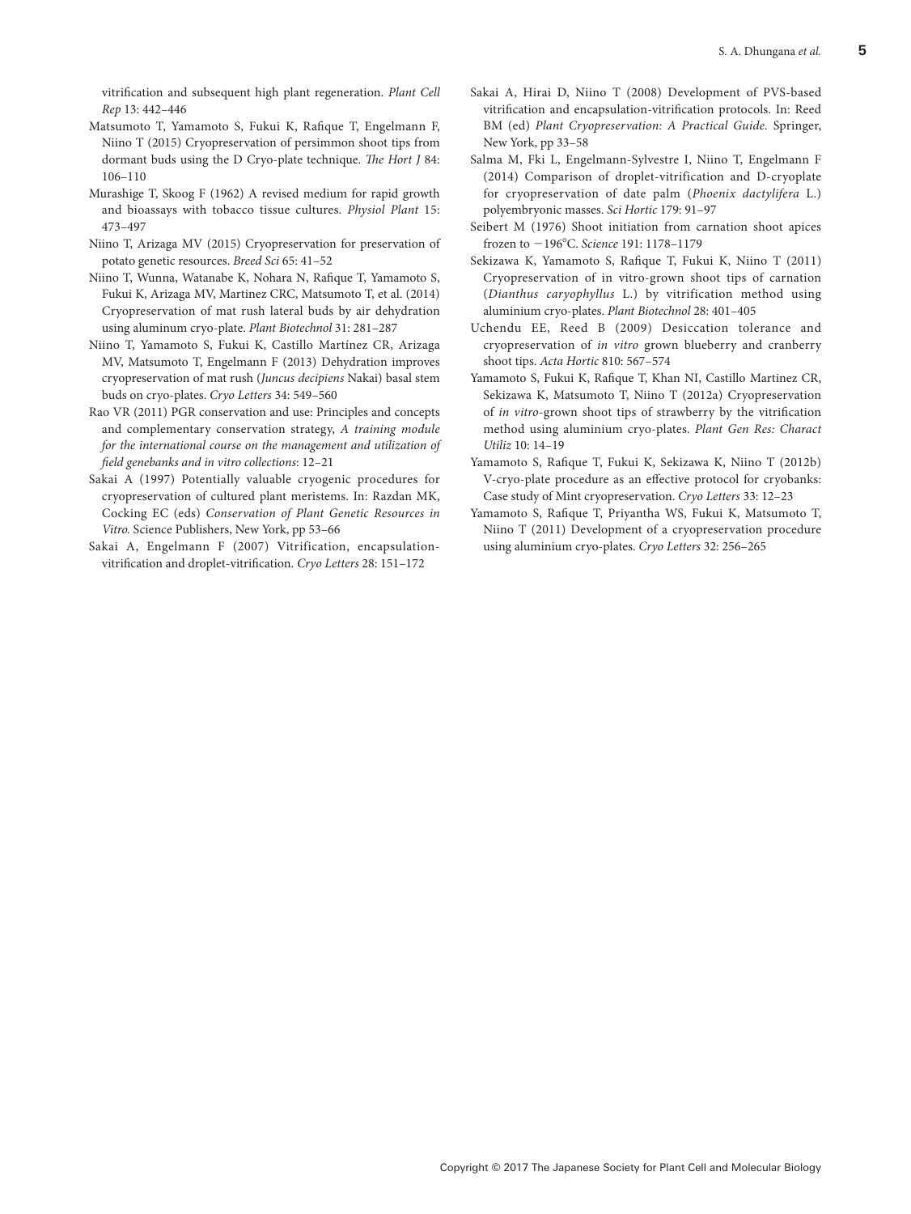vitrification and subsequent high plant regeneration. *Plant Cell Rep* 13: 442–446

Matsumoto T, Yamamoto S, Fukui K, Rafique T, Engelmann F, Niino T (2015) Cryopreservation of persimmon shoot tips from dormant buds using the D Cryo-plate technique. *The Hort J* 84: 106–110

Murashige T, Skoog F (1962) A revised medium for rapid growth and bioassays with tobacco tissue cultures. *Physiol Plant* 15: 473–497

Niino T, Arizaga MV (2015) Cryopreservation for preservation of potato genetic resources. *Breed Sci* 65: 41–52

Niino T, Wunna, Watanabe K, Nohara N, Rafique T, Yamamoto S, Fukui K, Arizaga MV, Martinez CRC, Matsumoto T, et al. (2014) Cryopreservation of mat rush lateral buds by air dehydration using aluminum cryo-plate. *Plant Biotechnol* 31: 281–287

Niino T, Yamamoto S, Fukui K, Castillo Martínez CR, Arizaga MV, Matsumoto T, Engelmann F (2013) Dehydration improves cryopreservation of mat rush (*Juncus decipiens* Nakai) basal stem buds on cryo-plates. *Cryo Letters* 34: 549–560

Rao VR (2011) PGR conservation and use: Principles and concepts and complementary conservation strategy, *A training module for the international course on the management and utilization of field genebanks and in vitro collections*: 12–21

Sakai A (1997) Potentially valuable cryogenic procedures for cryopreservation of cultured plant meristems. In: Razdan MK, Cocking EC (eds) *Conservation of Plant Genetic Resources in Vitro.* Science Publishers, New York, pp 53–66

Sakai A, Engelmann F (2007) Vitrification, encapsulation-vitrification and droplet-vitrification. *Cryo Letters* 28: 151–172

Sakai A, Hirai D, Niino T (2008) Development of PVS-based vitrification and encapsulation-vitrification protocols. In: Reed BM (ed) *Plant Cryopreservation: A Practical Guide.* Springer, New York, pp 33–58

Salma M, Fki L, Engelmann-Sylvestre I, Niino T, Engelmann F (2014) Comparison of droplet-vitrification and D-cryoplate for cryopreservation of date palm (*Phoenix dactylifera* L.) polyembryonic masses. *Sci Hortic* 179: 91–97

Seibert M (1976) Shoot initiation from carnation shoot apices frozen to −196°C. *Science* 191: 1178–1179

Sekizawa K, Yamamoto S, Rafique T, Fukui K, Niino T (2011) Cryopreservation of in vitro-grown shoot tips of carnation (*Dianthus caryophyllus* L.) by vitrification method using aluminium cryo-plates. *Plant Biotechnol* 28: 401–405

Uchendu EE, Reed B (2009) Desiccation tolerance and cryopreservation of *in vitro* grown blueberry and cranberry shoot tips. *Acta Hortic* 810: 567–574

Yamamoto S, Fukui K, Rafique T, Khan NI, Castillo Martinez CR, Sekizawa K, Matsumoto T, Niino T (2012a) Cryopreservation of *in vitro*-grown shoot tips of strawberry by the vitrification method using aluminium cryo-plates. *Plant Gen Res: Charact Utiliz* 10: 14–19

Yamamoto S, Rafique T, Fukui K, Sekizawa K, Niino T (2012b) V-cryo-plate procedure as an effective protocol for cryobanks: Case study of Mint cryopreservation. *Cryo Letters* 33: 12–23

Yamamoto S, Rafique T, Priyantha WS, Fukui K, Matsumoto T, Niino T (2011) Development of a cryopreservation procedure using aluminium cryo-plates. *Cryo Letters* 32: 256–265

Copyright © 2017 The Japanese Society for Plant Cell and Molecular Biology